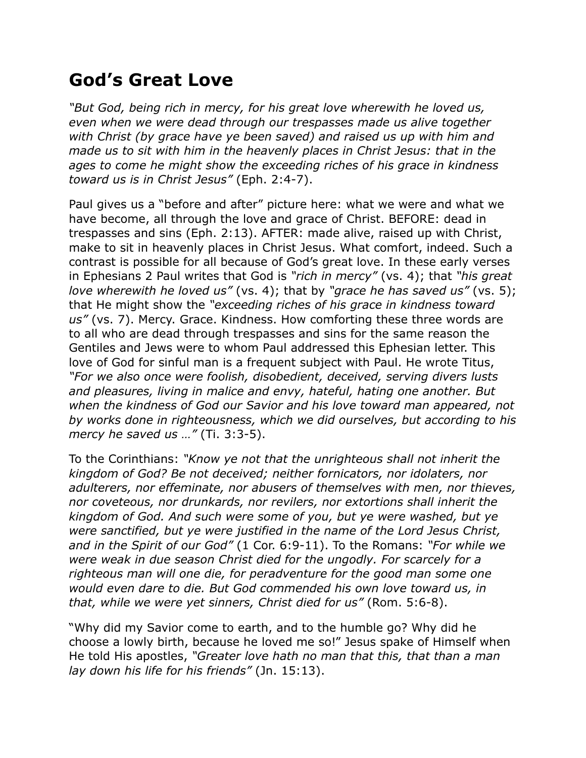# God's Great Love

*"But God, being rich in mercy, for his great love wherewith he loved us, even when we were dead through our trespasses made us alive together with Christ (by grace have ye been saved) and raised us up with him and made us to sit with him in the heavenly places in Christ Jesus: that in the ages to come he might show the exceeding riches of his grace in kindness toward us is in Christ Jesus"* (Eph. 2:4-7).

Paul gives us a "before and after" picture here: what we were and what we have become, all through the love and grace of Christ. BEFORE: dead in trespasses and sins (Eph. 2:13). AFTER: made alive, raised up with Christ, make to sit in heavenly places in Christ Jesus. What comfort, indeed. Such a contrast is possible for all because of God's great love. In these early verses in Ephesians 2 Paul writes that God is *"rich in mercy"* (vs. 4); that *"his great love wherewith he loved us"* (vs. 4); that by *"grace he has saved us"* (vs. 5); that He might show the *"exceeding riches of his grace in kindness toward us"* (vs. 7). Mercy. Grace. Kindness. How comforting these three words are to all who are dead through trespasses and sins for the same reason the Gentiles and Jews were to whom Paul addressed this Ephesian letter. This love of God for sinful man is a frequent subject with Paul. He wrote Titus, *"For we also once were foolish, disobedient, deceived, serving divers lusts and pleasures, living in malice and envy, hateful, hating one another. But when the kindness of God our Savior and his love toward man appeared, not by works done in righteousness, which we did ourselves, but according to his mercy he saved us …"* (Ti. 3:3-5).

To the Corinthians: *"Know ye not that the unrighteous shall not inherit the kingdom of God? Be not deceived; neither fornicators, nor idolaters, nor adulterers, nor effeminate, nor abusers of themselves with men, nor thieves, nor coveteous, nor drunkards, nor revilers, nor extortions shall inherit the kingdom of God. And such were some of you, but ye were washed, but ye were sanctified, but ye were justified in the name of the Lord Jesus Christ, and in the Spirit of our God"* (1 Cor. 6:9-11). To the Romans: *"For while we were weak in due season Christ died for the ungodly. For scarcely for a righteous man will one die, for peradventure for the good man some one would even dare to die. But God commended his own love toward us, in that, while we were yet sinners, Christ died for us"* (Rom. 5:6-8).

"Why did my Savior come to earth, and to the humble go? Why did he choose a lowly birth, because he loved me so!" Jesus spake of Himself when He told His apostles, *"Greater love hath no man that this, that than a man lay down his life for his friends"* (Jn. 15:13).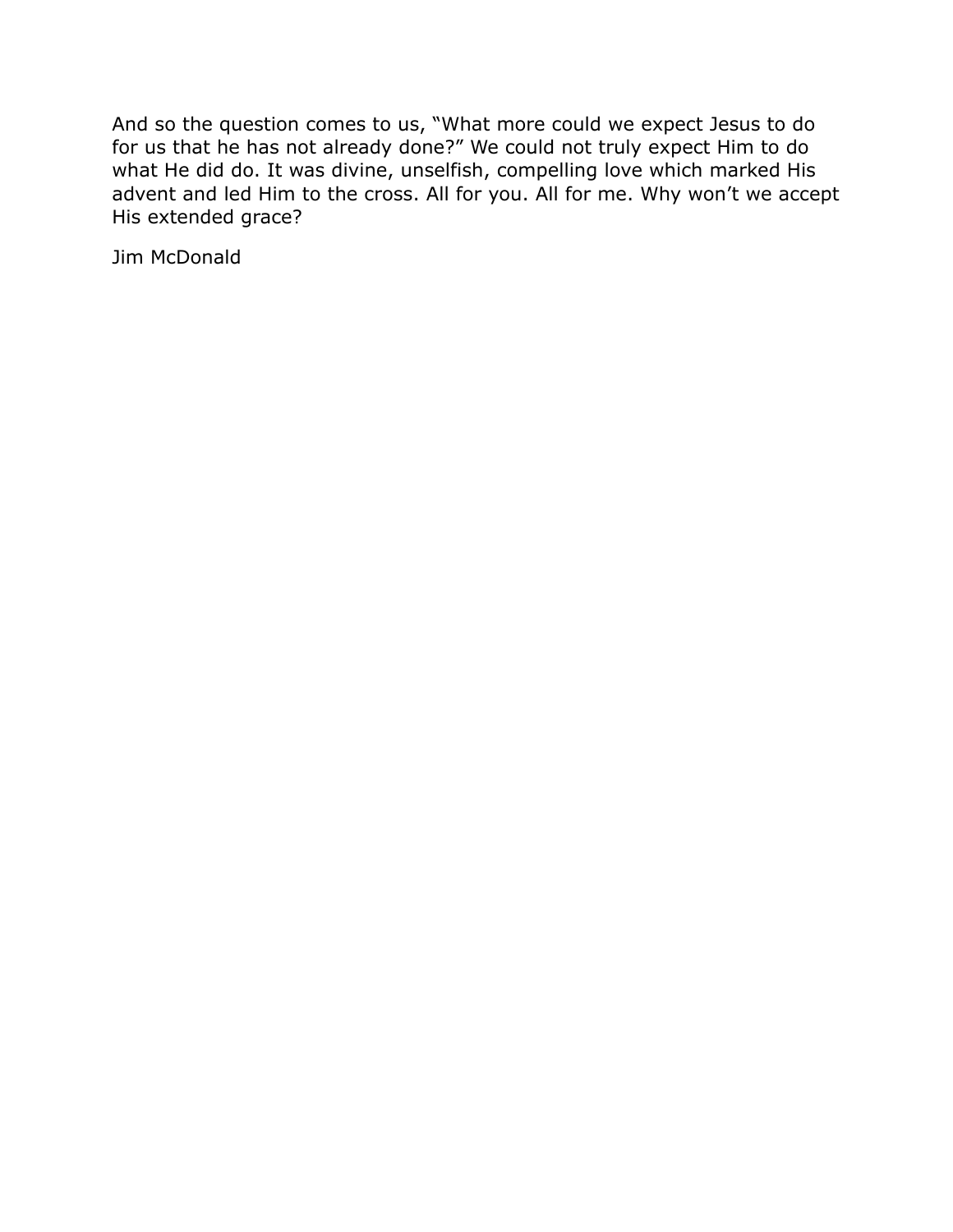And so the question comes to us, “What more could we expect Jesus to do for us that he has not already done?” We could not truly expect Him to do what He did do. It was divine, unselfish, compelling love which marked His advent and led Him to the cross. All for you. All for me. Why won’t we accept His extended grace?

Jim McDonald